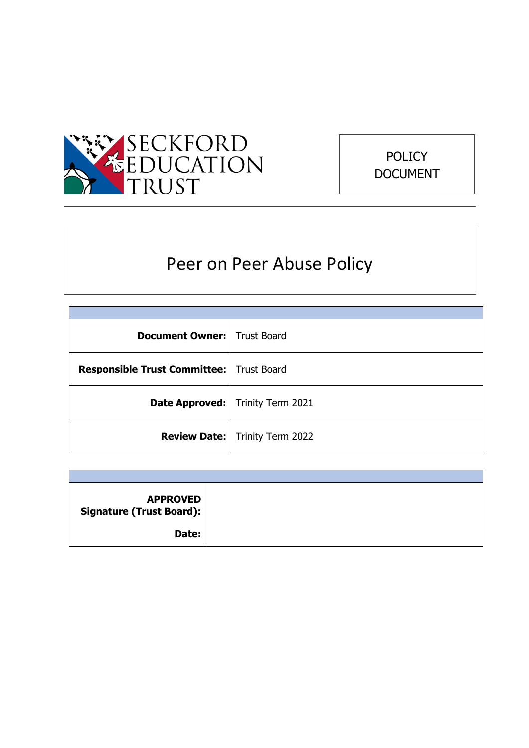SECKFORD EDUCATION TRUST

POLICY DOCUMENT

# Peer on Peer Abuse Policy

| | |
|---|---|
| **Document Owner:** | Trust Board |
| **Responsible Trust Committee:** | Trust Board |
| **Date Approved:** | Trinity Term 2021 |
| **Review Date:** | Trinity Term 2022 |

| | |
|---|---|
| **APPROVED Signature (Trust Board):** **Date:** | |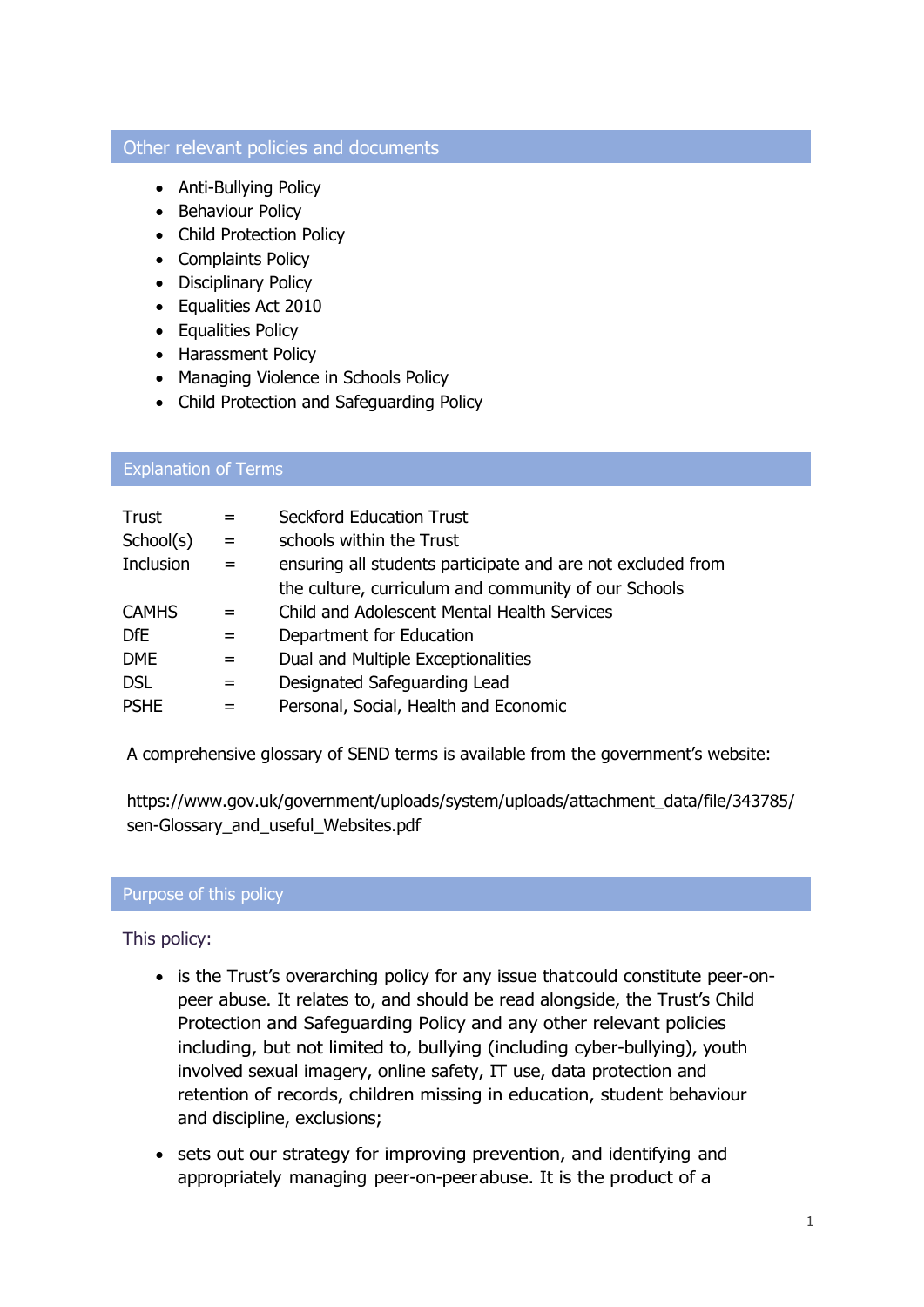## Other relevant policies and documents

- Anti-Bullying Policy
- Behaviour Policy
- Child Protection Policy
- Complaints Policy
- Disciplinary Policy
- Equalities Act 2010
- Equalities Policy
- Harassment Policy
- Managing Violence in Schools Policy
- Child Protection and Safeguarding Policy

## Explanation of Terms

| | | |
|---|---|---|
| Trust | = | Seckford Education Trust |
| School(s) | = | schools within the Trust |
| Inclusion | = | ensuring all students participate and are not excluded from the culture, curriculum and community of our Schools |
| CAMHS | = | Child and Adolescent Mental Health Services |
| DfE | = | Department for Education |
| DME | = | Dual and Multiple Exceptionalities |
| DSL | = | Designated Safeguarding Lead |
| PSHE | = | Personal, Social, Health and Economic |

A comprehensive glossary of SEND terms is available from the government's website:

https://www.gov.uk/government/uploads/system/uploads/attachment_data/file/343785/sen-Glossary_and_useful_Websites.pdf

## Purpose of this policy

This policy:

- is the Trust's overarching policy for any issue that could constitute peer-on-peer abuse. It relates to, and should be read alongside, the Trust's Child Protection and Safeguarding Policy and any other relevant policies including, but not limited to, bullying (including cyber-bullying), youth involved sexual imagery, online safety, IT use, data protection and retention of records, children missing in education, student behaviour and discipline, exclusions;
- sets out our strategy for improving prevention, and identifying and appropriately managing peer-on-peer abuse. It is the product of a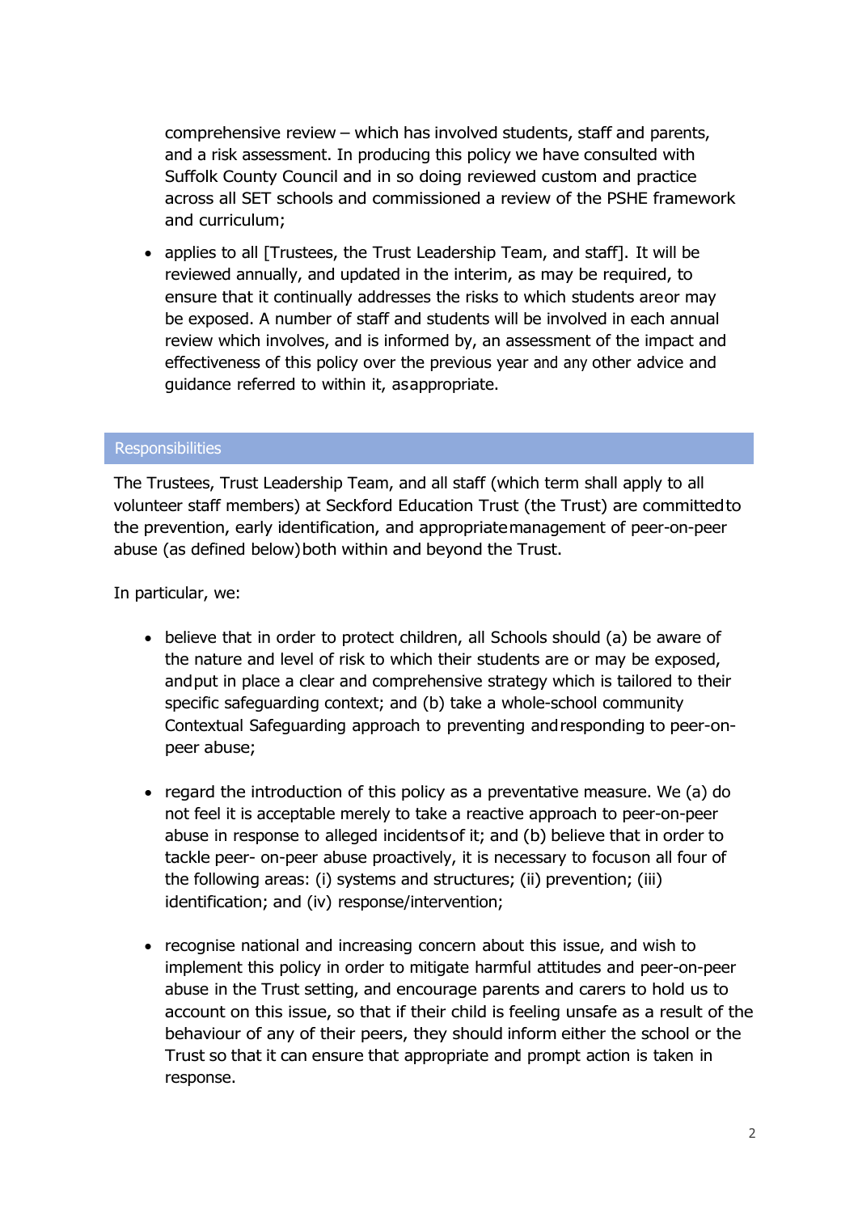comprehensive review – which has involved students, staff and parents, and a risk assessment. In producing this policy we have consulted with Suffolk County Council and in so doing reviewed custom and practice across all SET schools and commissioned a review of the PSHE framework and curriculum;

- applies to all [Trustees, the Trust Leadership Team, and staff]. It will be reviewed annually, and updated in the interim, as may be required, to ensure that it continually addresses the risks to which students areor may be exposed. A number of staff and students will be involved in each annual review which involves, and is informed by, an assessment of the impact and effectiveness of this policy over the previous year and any other advice and guidance referred to within it, asappropriate.

## Responsibilities

The Trustees, Trust Leadership Team, and all staff (which term shall apply to all volunteer staff members) at Seckford Education Trust (the Trust) are committedto the prevention, early identification, and appropriatemanagement of peer-on-peer abuse (as defined below)both within and beyond the Trust.

In particular, we:

- believe that in order to protect children, all Schools should (a) be aware of the nature and level of risk to which their students are or may be exposed, andput in place a clear and comprehensive strategy which is tailored to their specific safeguarding context; and (b) take a whole-school community Contextual Safeguarding approach to preventing andresponding to peer-on-peer abuse;

- regard the introduction of this policy as a preventative measure. We (a) do not feel it is acceptable merely to take a reactive approach to peer-on-peer abuse in response to alleged incidentsof it; and (b) believe that in order to tackle peer- on-peer abuse proactively, it is necessary to focuson all four of the following areas: (i) systems and structures; (ii) prevention; (iii) identification; and (iv) response/intervention;

- recognise national and increasing concern about this issue, and wish to implement this policy in order to mitigate harmful attitudes and peer-on-peer abuse in the Trust setting, and encourage parents and carers to hold us to account on this issue, so that if their child is feeling unsafe as a result of the behaviour of any of their peers, they should inform either the school or the Trust so that it can ensure that appropriate and prompt action is taken in response.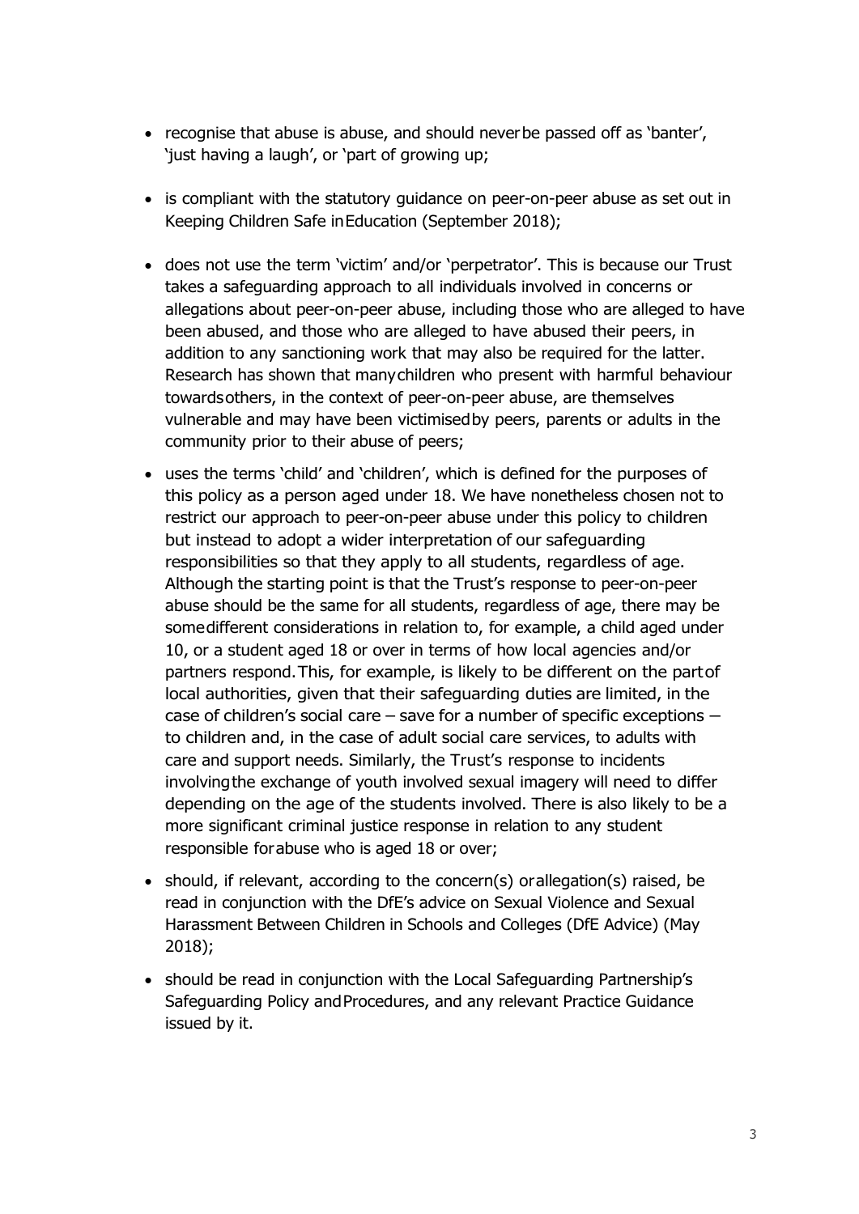- recognise that abuse is abuse, and should never be passed off as 'banter', 'just having a laugh', or 'part of growing up;

- is compliant with the statutory guidance on peer-on-peer abuse as set out in Keeping Children Safe in Education (September 2018);

- does not use the term 'victim' and/or 'perpetrator'. This is because our Trust takes a safeguarding approach to all individuals involved in concerns or allegations about peer-on-peer abuse, including those who are alleged to have been abused, and those who are alleged to have abused their peers, in addition to any sanctioning work that may also be required for the latter. Research has shown that many children who present with harmful behaviour towards others, in the context of peer-on-peer abuse, are themselves vulnerable and may have been victimised by peers, parents or adults in the community prior to their abuse of peers;

- uses the terms 'child' and 'children', which is defined for the purposes of this policy as a person aged under 18. We have nonetheless chosen not to restrict our approach to peer-on-peer abuse under this policy to children but instead to adopt a wider interpretation of our safeguarding responsibilities so that they apply to all students, regardless of age. Although the starting point is that the Trust's response to peer-on-peer abuse should be the same for all students, regardless of age, there may be some different considerations in relation to, for example, a child aged under 10, or a student aged 18 or over in terms of how local agencies and/or partners respond. This, for example, is likely to be different on the part of local authorities, given that their safeguarding duties are limited, in the case of children's social care – save for a number of specific exceptions – to children and, in the case of adult social care services, to adults with care and support needs. Similarly, the Trust's response to incidents involving the exchange of youth involved sexual imagery will need to differ depending on the age of the students involved. There is also likely to be a more significant criminal justice response in relation to any student responsible for abuse who is aged 18 or over;

- should, if relevant, according to the concern(s) or allegation(s) raised, be read in conjunction with the DfE's advice on Sexual Violence and Sexual Harassment Between Children in Schools and Colleges (DfE Advice) (May 2018);

- should be read in conjunction with the Local Safeguarding Partnership's Safeguarding Policy and Procedures, and any relevant Practice Guidance issued by it.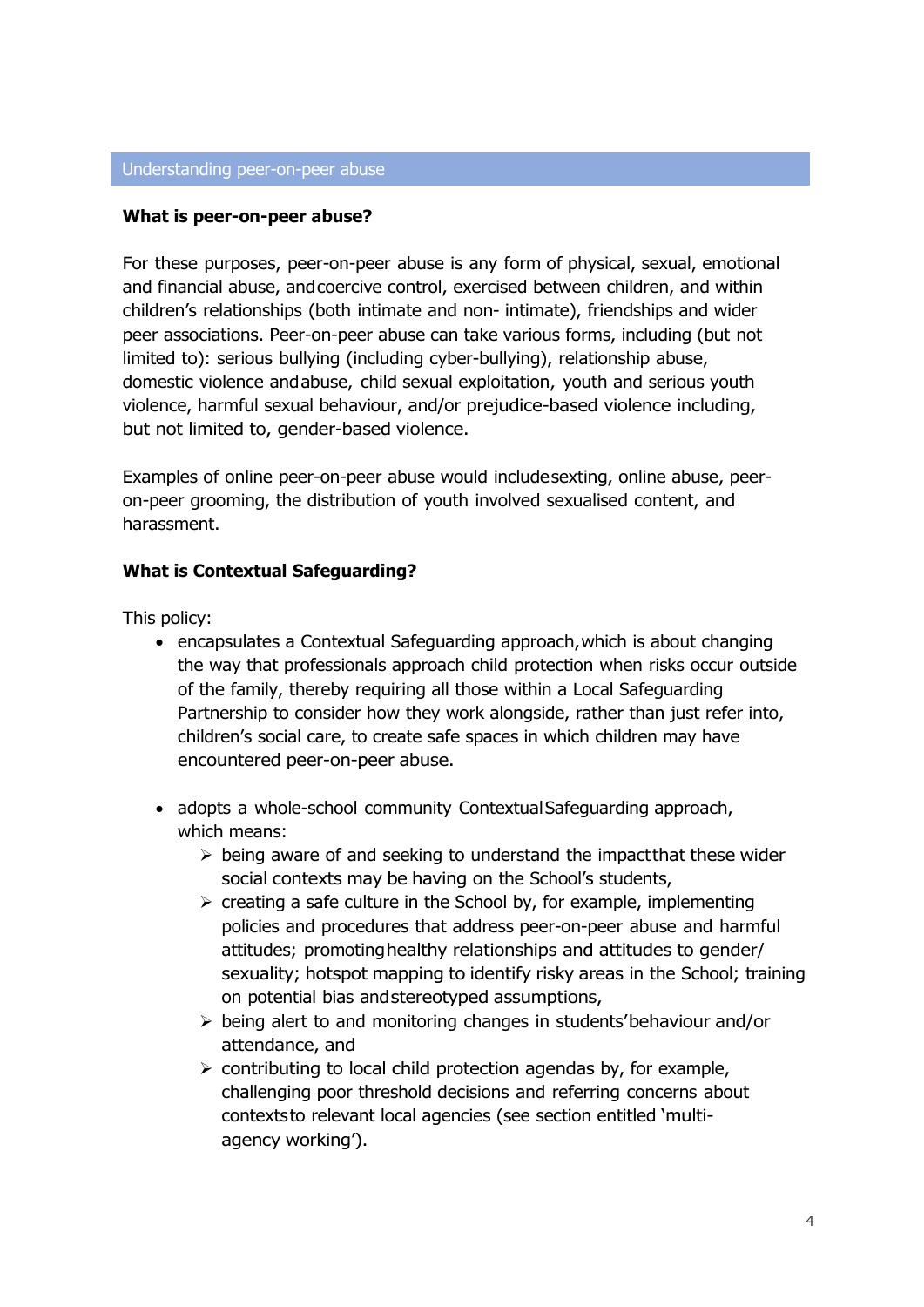## Understanding peer-on-peer abuse

**What is peer-on-peer abuse?**

For these purposes, peer-on-peer abuse is any form of physical, sexual, emotional and financial abuse, and coercive control, exercised between children, and within children's relationships (both intimate and non- intimate), friendships and wider peer associations. Peer-on-peer abuse can take various forms, including (but not limited to): serious bullying (including cyber-bullying), relationship abuse, domestic violence and abuse, child sexual exploitation, youth and serious youth violence, harmful sexual behaviour, and/or prejudice-based violence including, but not limited to, gender-based violence.

Examples of online peer-on-peer abuse would include sexting, online abuse, peer-on-peer grooming, the distribution of youth involved sexualised content, and harassment.

**What is Contextual Safeguarding?**

This policy:

- encapsulates a Contextual Safeguarding approach, which is about changing the way that professionals approach child protection when risks occur outside of the family, thereby requiring all those within a Local Safeguarding Partnership to consider how they work alongside, rather than just refer into, children's social care, to create safe spaces in which children may have encountered peer-on-peer abuse.

- adopts a whole-school community Contextual Safeguarding approach, which means:
  - being aware of and seeking to understand the impact that these wider social contexts may be having on the School's students,
  - creating a safe culture in the School by, for example, implementing policies and procedures that address peer-on-peer abuse and harmful attitudes; promoting healthy relationships and attitudes to gender/ sexuality; hotspot mapping to identify risky areas in the School; training on potential bias and stereotyped assumptions,
  - being alert to and monitoring changes in students' behaviour and/or attendance, and
  - contributing to local child protection agendas by, for example, challenging poor threshold decisions and referring concerns about contexts to relevant local agencies (see section entitled 'multi-agency working').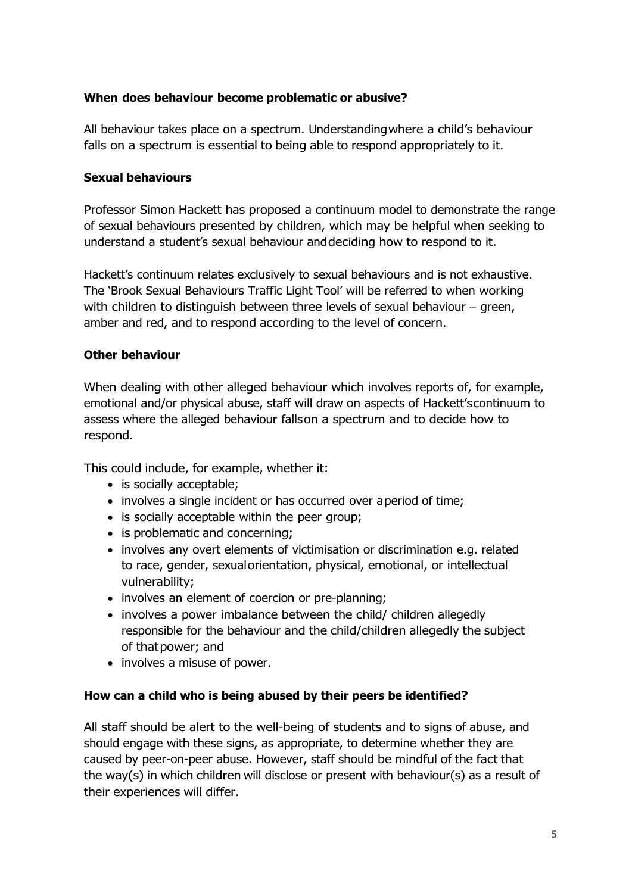### When does behaviour become problematic or abusive?

All behaviour takes place on a spectrum. Understanding where a child's behaviour falls on a spectrum is essential to being able to respond appropriately to it.

### Sexual behaviours

Professor Simon Hackett has proposed a continuum model to demonstrate the range of sexual behaviours presented by children, which may be helpful when seeking to understand a student's sexual behaviour and deciding how to respond to it.

Hackett's continuum relates exclusively to sexual behaviours and is not exhaustive. The 'Brook Sexual Behaviours Traffic Light Tool' will be referred to when working with children to distinguish between three levels of sexual behaviour – green, amber and red, and to respond according to the level of concern.

### Other behaviour

When dealing with other alleged behaviour which involves reports of, for example, emotional and/or physical abuse, staff will draw on aspects of Hackett's continuum to assess where the alleged behaviour falls on a spectrum and to decide how to respond.

This could include, for example, whether it:

- is socially acceptable;
- involves a single incident or has occurred over a period of time;
- is socially acceptable within the peer group;
- is problematic and concerning;
- involves any overt elements of victimisation or discrimination e.g. related to race, gender, sexual orientation, physical, emotional, or intellectual vulnerability;
- involves an element of coercion or pre-planning;
- involves a power imbalance between the child/ children allegedly responsible for the behaviour and the child/children allegedly the subject of that power; and
- involves a misuse of power.

### How can a child who is being abused by their peers be identified?

All staff should be alert to the well-being of students and to signs of abuse, and should engage with these signs, as appropriate, to determine whether they are caused by peer-on-peer abuse. However, staff should be mindful of the fact that the way(s) in which children will disclose or present with behaviour(s) as a result of their experiences will differ.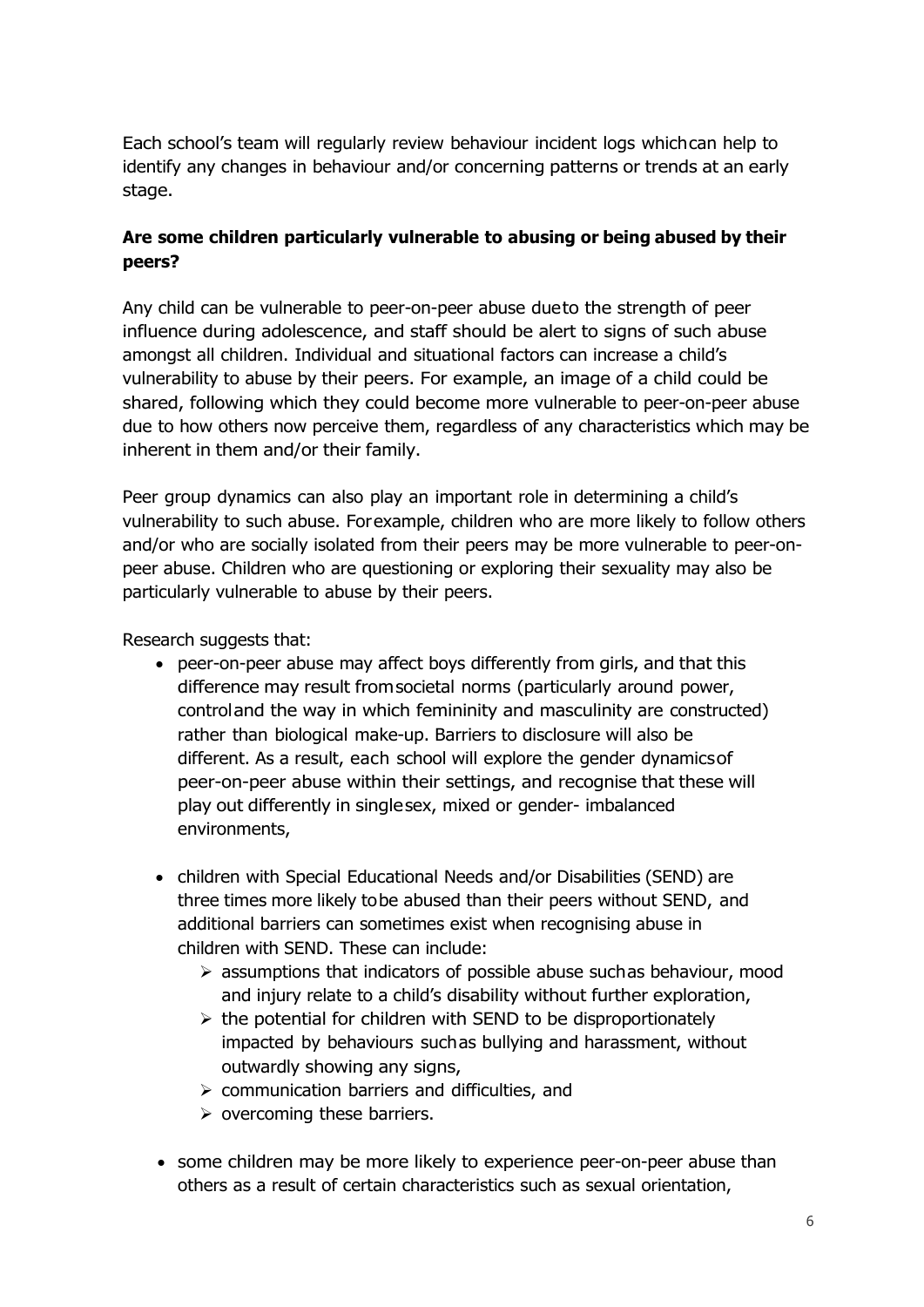Each school's team will regularly review behaviour incident logs which can help to identify any changes in behaviour and/or concerning patterns or trends at an early stage.

**Are some children particularly vulnerable to abusing or being abused by their peers?**

Any child can be vulnerable to peer-on-peer abuse due to the strength of peer influence during adolescence, and staff should be alert to signs of such abuse amongst all children. Individual and situational factors can increase a child's vulnerability to abuse by their peers. For example, an image of a child could be shared, following which they could become more vulnerable to peer-on-peer abuse due to how others now perceive them, regardless of any characteristics which may be inherent in them and/or their family.

Peer group dynamics can also play an important role in determining a child's vulnerability to such abuse. For example, children who are more likely to follow others and/or who are socially isolated from their peers may be more vulnerable to peer-on-peer abuse. Children who are questioning or exploring their sexuality may also be particularly vulnerable to abuse by their peers.

Research suggests that:

- peer-on-peer abuse may affect boys differently from girls, and that this difference may result from societal norms (particularly around power, control and the way in which femininity and masculinity are constructed) rather than biological make-up. Barriers to disclosure will also be different. As a result, each school will explore the gender dynamics of peer-on-peer abuse within their settings, and recognise that these will play out differently in single sex, mixed or gender- imbalanced environments,

- children with Special Educational Needs and/or Disabilities (SEND) are three times more likely to be abused than their peers without SEND, and additional barriers can sometimes exist when recognising abuse in children with SEND. These can include:
  - assumptions that indicators of possible abuse such as behaviour, mood and injury relate to a child's disability without further exploration,
  - the potential for children with SEND to be disproportionately impacted by behaviours such as bullying and harassment, without outwardly showing any signs,
  - communication barriers and difficulties, and
  - overcoming these barriers.

- some children may be more likely to experience peer-on-peer abuse than others as a result of certain characteristics such as sexual orientation,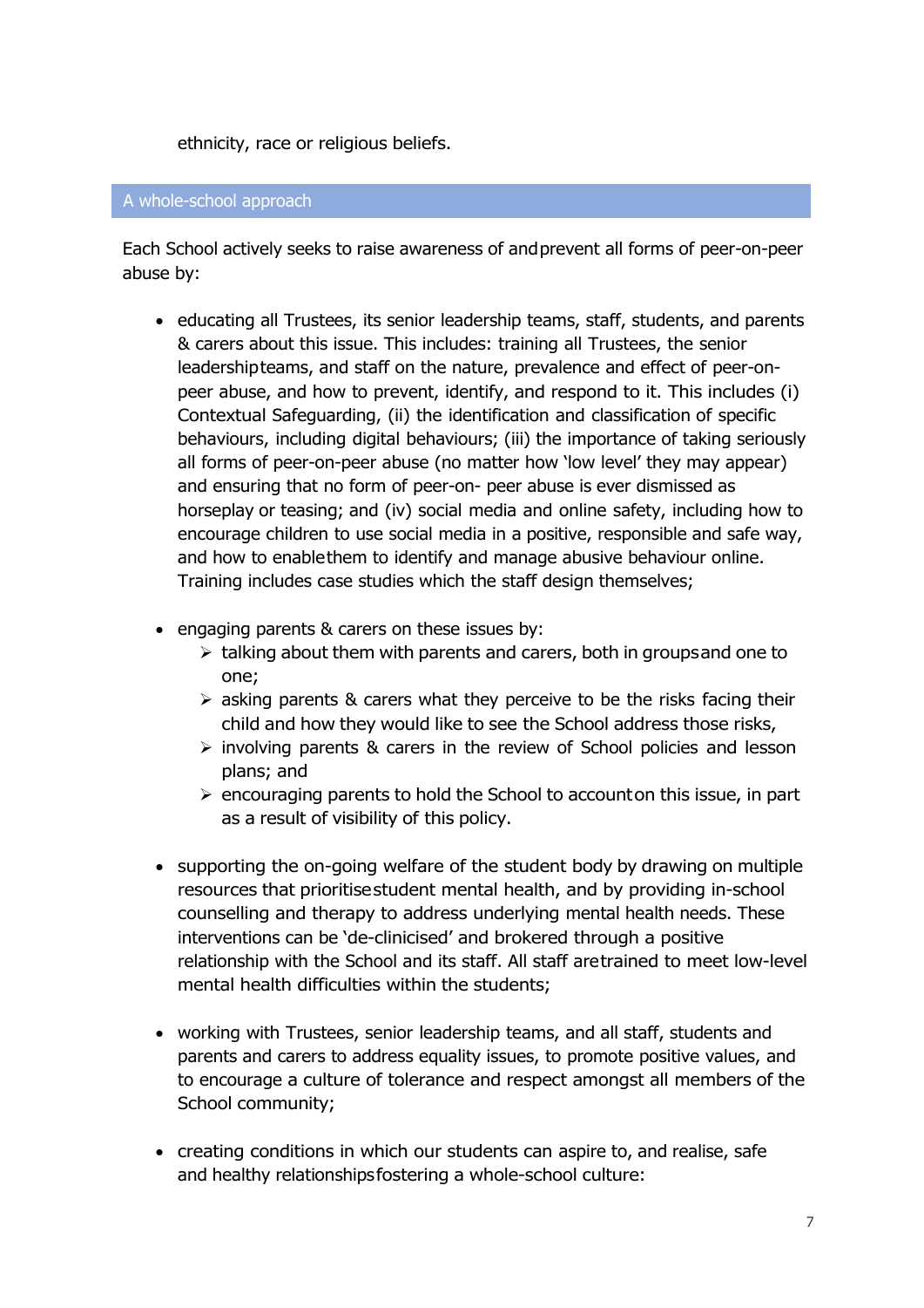ethnicity, race or religious beliefs.

## A whole-school approach

Each School actively seeks to raise awareness of and prevent all forms of peer-on-peer abuse by:

- educating all Trustees, its senior leadership teams, staff, students, and parents & carers about this issue. This includes: training all Trustees, the senior leadership teams, and staff on the nature, prevalence and effect of peer-on-peer abuse, and how to prevent, identify, and respond to it. This includes (i) Contextual Safeguarding, (ii) the identification and classification of specific behaviours, including digital behaviours; (iii) the importance of taking seriously all forms of peer-on-peer abuse (no matter how 'low level' they may appear) and ensuring that no form of peer-on- peer abuse is ever dismissed as horseplay or teasing; and (iv) social media and online safety, including how to encourage children to use social media in a positive, responsible and safe way, and how to enable them to identify and manage abusive behaviour online. Training includes case studies which the staff design themselves;

- engaging parents & carers on these issues by:
  - talking about them with parents and carers, both in groups and one to one;
  - asking parents & carers what they perceive to be the risks facing their child and how they would like to see the School address those risks,
  - involving parents & carers in the review of School policies and lesson plans; and
  - encouraging parents to hold the School to account on this issue, in part as a result of visibility of this policy.

- supporting the on-going welfare of the student body by drawing on multiple resources that prioritise student mental health, and by providing in-school counselling and therapy to address underlying mental health needs. These interventions can be 'de-clinicised' and brokered through a positive relationship with the School and its staff. All staff are trained to meet low-level mental health difficulties within the students;

- working with Trustees, senior leadership teams, and all staff, students and parents and carers to address equality issues, to promote positive values, and to encourage a culture of tolerance and respect amongst all members of the School community;

- creating conditions in which our students can aspire to, and realise, safe and healthy relationships fostering a whole-school culture: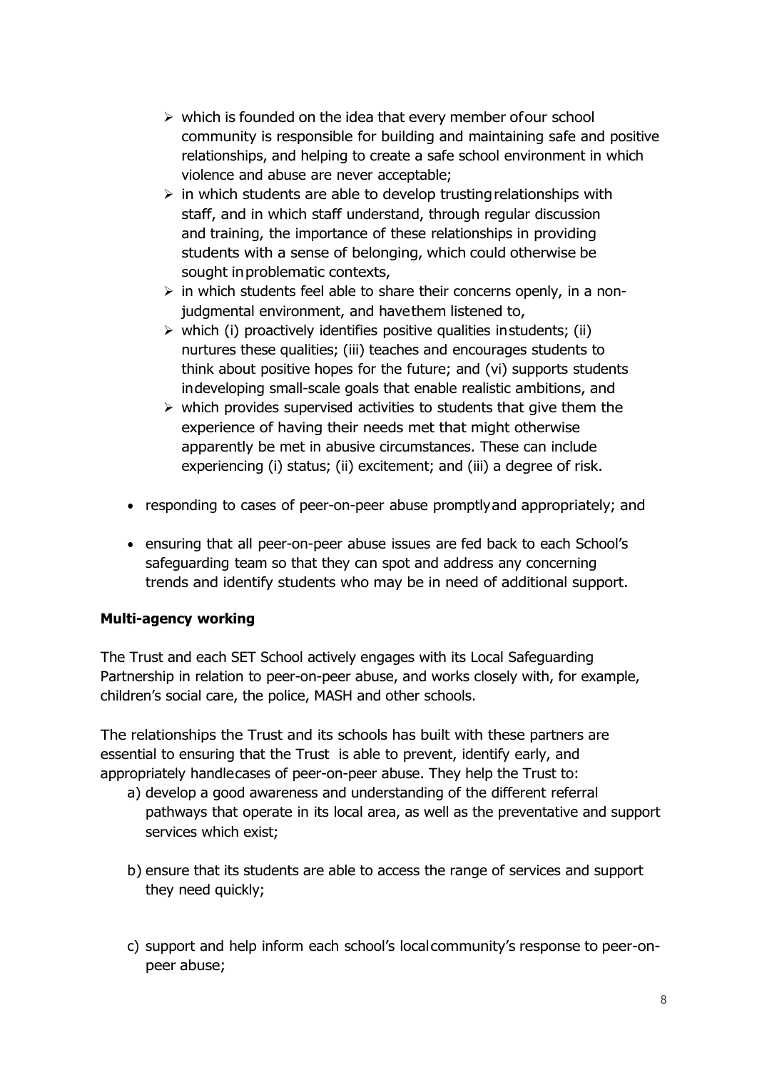- which is founded on the idea that every member of our school community is responsible for building and maintaining safe and positive relationships, and helping to create a safe school environment in which violence and abuse are never acceptable;
   - in which students are able to develop trusting relationships with staff, and in which staff understand, through regular discussion and training, the importance of these relationships in providing students with a sense of belonging, which could otherwise be sought in problematic contexts,
   - in which students feel able to share their concerns openly, in a non-judgmental environment, and have them listened to,
   - which (i) proactively identifies positive qualities in students; (ii) nurtures these qualities; (iii) teaches and encourages students to think about positive hopes for the future; and (vi) supports students in developing small-scale goals that enable realistic ambitions, and
   - which provides supervised activities to students that give them the experience of having their needs met that might otherwise apparently be met in abusive circumstances. These can include experiencing (i) status; (ii) excitement; and (iii) a degree of risk.

- responding to cases of peer-on-peer abuse promptly and appropriately; and
- ensuring that all peer-on-peer abuse issues are fed back to each School's safeguarding team so that they can spot and address any concerning trends and identify students who may be in need of additional support.

**Multi-agency working**

The Trust and each SET School actively engages with its Local Safeguarding Partnership in relation to peer-on-peer abuse, and works closely with, for example, children's social care, the police, MASH and other schools.

The relationships the Trust and its schools has built with these partners are essential to ensuring that the Trust is able to prevent, identify early, and appropriately handle cases of peer-on-peer abuse. They help the Trust to:

a) develop a good awareness and understanding of the different referral pathways that operate in its local area, as well as the preventative and support services which exist;

b) ensure that its students are able to access the range of services and support they need quickly;

c) support and help inform each school's local community's response to peer-on-peer abuse;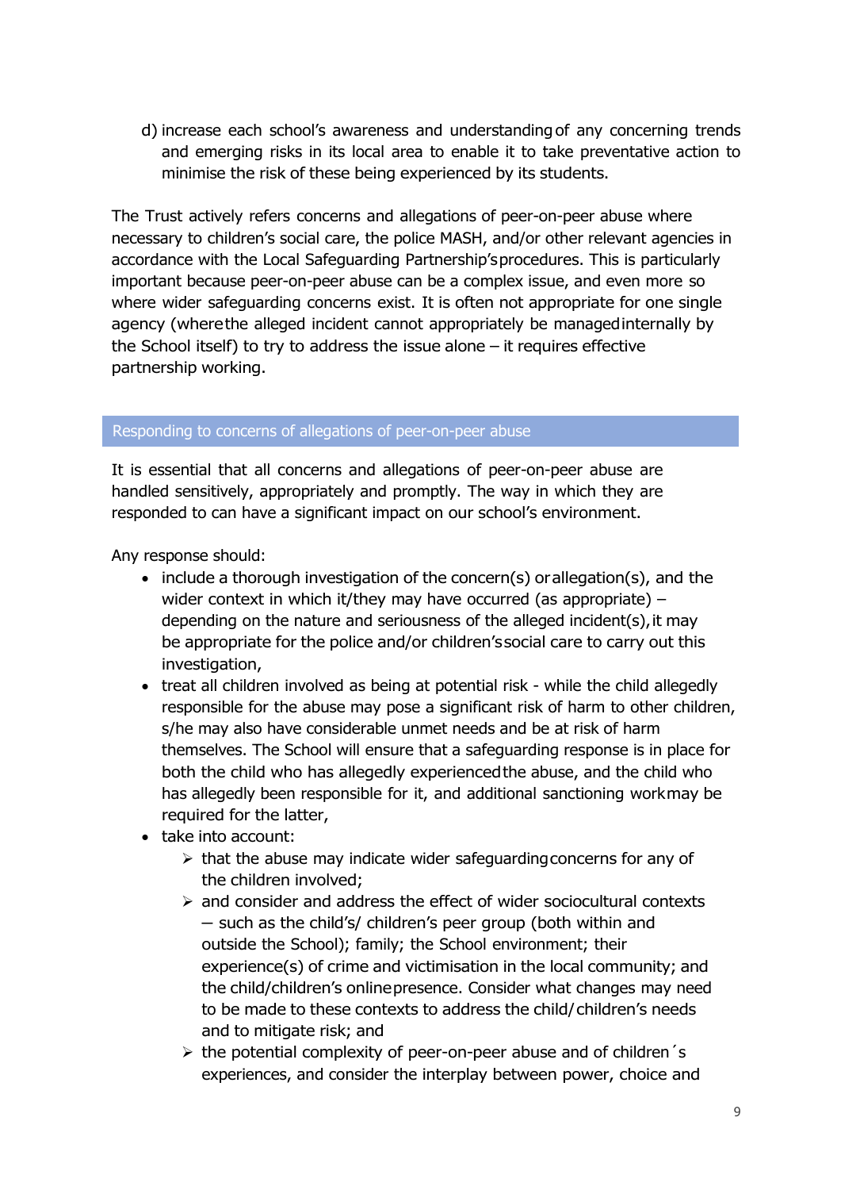d) increase each school's awareness and understanding of any concerning trends and emerging risks in its local area to enable it to take preventative action to minimise the risk of these being experienced by its students.

The Trust actively refers concerns and allegations of peer-on-peer abuse where necessary to children's social care, the police MASH, and/or other relevant agencies in accordance with the Local Safeguarding Partnership's procedures. This is particularly important because peer-on-peer abuse can be a complex issue, and even more so where wider safeguarding concerns exist. It is often not appropriate for one single agency (where the alleged incident cannot appropriately be managed internally by the School itself) to try to address the issue alone – it requires effective partnership working.

## Responding to concerns of allegations of peer-on-peer abuse

It is essential that all concerns and allegations of peer-on-peer abuse are handled sensitively, appropriately and promptly. The way in which they are responded to can have a significant impact on our school's environment.

Any response should:

- include a thorough investigation of the concern(s) or allegation(s), and the wider context in which it/they may have occurred (as appropriate) – depending on the nature and seriousness of the alleged incident(s), it may be appropriate for the police and/or children's social care to carry out this investigation,
- treat all children involved as being at potential risk - while the child allegedly responsible for the abuse may pose a significant risk of harm to other children, s/he may also have considerable unmet needs and be at risk of harm themselves. The School will ensure that a safeguarding response is in place for both the child who has allegedly experienced the abuse, and the child who has allegedly been responsible for it, and additional sanctioning work may be required for the latter,
- take into account:
    - that the abuse may indicate wider safeguarding concerns for any of the children involved;
    - and consider and address the effect of wider sociocultural contexts – such as the child's/ children's peer group (both within and outside the School); family; the School environment; their experience(s) of crime and victimisation in the local community; and the child/children's online presence. Consider what changes may need to be made to these contexts to address the child/children's needs and to mitigate risk; and
    - the potential complexity of peer-on-peer abuse and of children´s experiences, and consider the interplay between power, choice and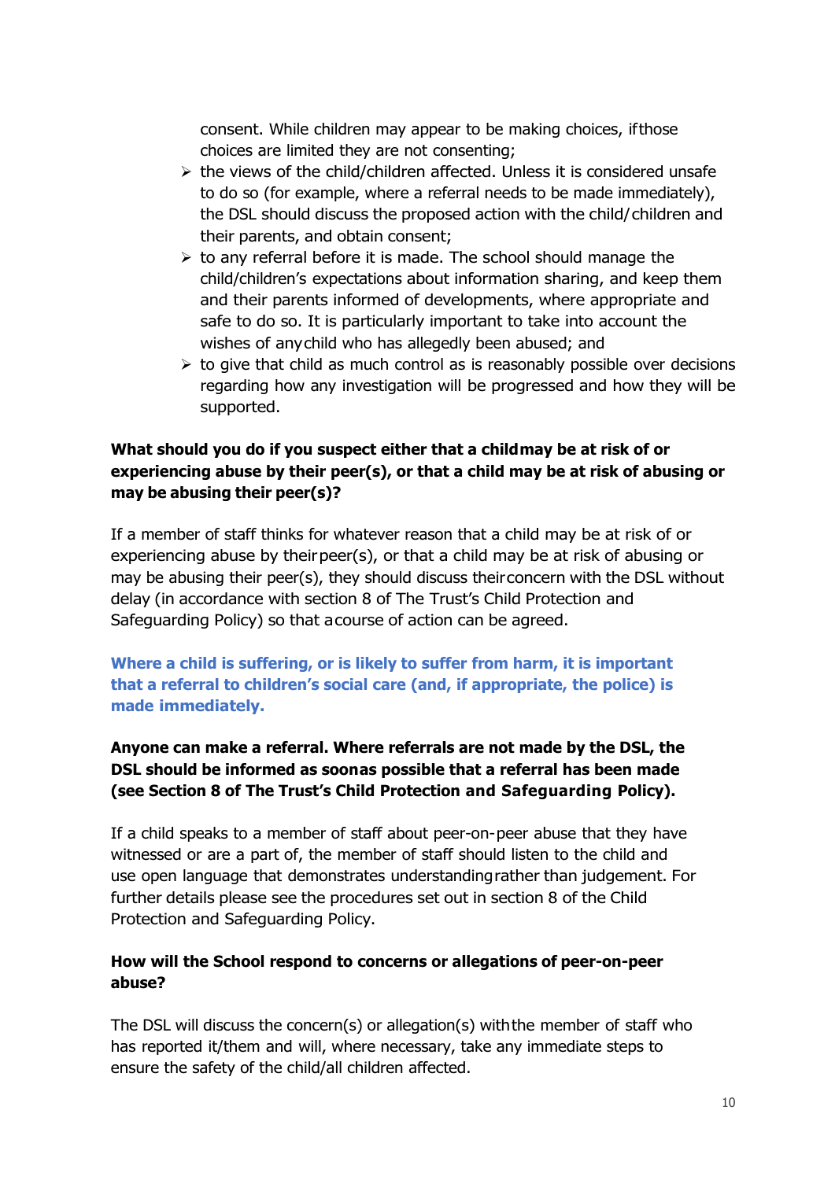consent. While children may appear to be making choices, if those choices are limited they are not consenting;

- the views of the child/children affected. Unless it is considered unsafe to do so (for example, where a referral needs to be made immediately), the DSL should discuss the proposed action with the child/children and their parents, and obtain consent;
- to any referral before it is made. The school should manage the child/children's expectations about information sharing, and keep them and their parents informed of developments, where appropriate and safe to do so. It is particularly important to take into account the wishes of any child who has allegedly been abused; and
- to give that child as much control as is reasonably possible over decisions regarding how any investigation will be progressed and how they will be supported.

**What should you do if you suspect either that a child may be at risk of or experiencing abuse by their peer(s), or that a child may be at risk of abusing or may be abusing their peer(s)?**

If a member of staff thinks for whatever reason that a child may be at risk of or experiencing abuse by their peer(s), or that a child may be at risk of abusing or may be abusing their peer(s), they should discuss their concern with the DSL without delay (in accordance with section 8 of The Trust's Child Protection and Safeguarding Policy) so that a course of action can be agreed.

**Where a child is suffering, or is likely to suffer from harm, it is important that a referral to children's social care (and, if appropriate, the police) is made immediately.**

**Anyone can make a referral. Where referrals are not made by the DSL, the DSL should be informed as soon as possible that a referral has been made (see Section 8 of The Trust's Child Protection and Safeguarding Policy).**

If a child speaks to a member of staff about peer-on-peer abuse that they have witnessed or are a part of, the member of staff should listen to the child and use open language that demonstrates understanding rather than judgement. For further details please see the procedures set out in section 8 of the Child Protection and Safeguarding Policy.

**How will the School respond to concerns or allegations of peer-on-peer abuse?**

The DSL will discuss the concern(s) or allegation(s) with the member of staff who has reported it/them and will, where necessary, take any immediate steps to ensure the safety of the child/all children affected.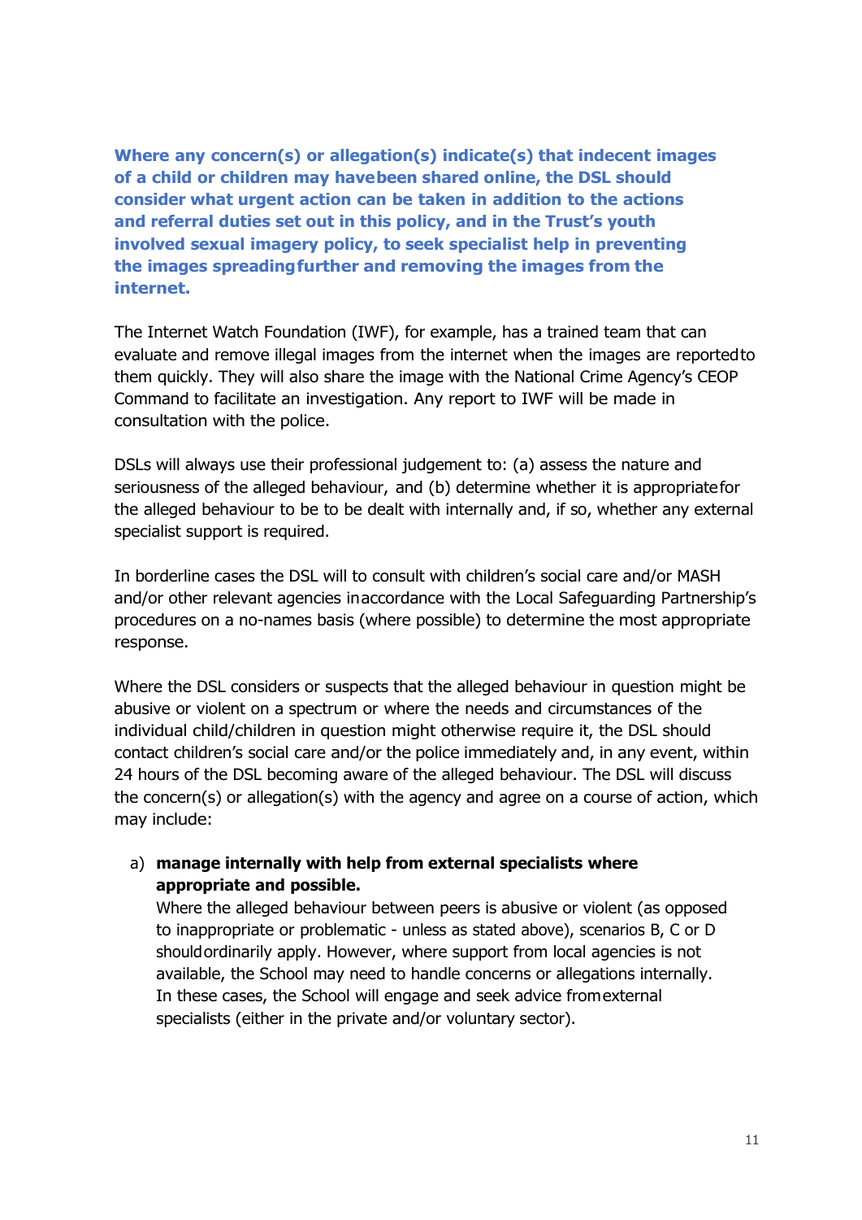**Where any concern(s) or allegation(s) indicate(s) that indecent images of a child or children may have been shared online, the DSL should consider what urgent action can be taken in addition to the actions and referral duties set out in this policy, and in the Trust's youth involved sexual imagery policy, to seek specialist help in preventing the images spreading further and removing the images from the internet.**

The Internet Watch Foundation (IWF), for example, has a trained team that can evaluate and remove illegal images from the internet when the images are reported to them quickly. They will also share the image with the National Crime Agency's CEOP Command to facilitate an investigation. Any report to IWF will be made in consultation with the police.

DSLs will always use their professional judgement to: (a) assess the nature and seriousness of the alleged behaviour, and (b) determine whether it is appropriate for the alleged behaviour to be to be dealt with internally and, if so, whether any external specialist support is required.

In borderline cases the DSL will to consult with children's social care and/or MASH and/or other relevant agencies in accordance with the Local Safeguarding Partnership's procedures on a no-names basis (where possible) to determine the most appropriate response.

Where the DSL considers or suspects that the alleged behaviour in question might be abusive or violent on a spectrum or where the needs and circumstances of the individual child/children in question might otherwise require it, the DSL should contact children's social care and/or the police immediately and, in any event, within 24 hours of the DSL becoming aware of the alleged behaviour. The DSL will discuss the concern(s) or allegation(s) with the agency and agree on a course of action, which may include:

a) **manage internally with help from external specialists where appropriate and possible.**
   Where the alleged behaviour between peers is abusive or violent (as opposed to inappropriate or problematic - unless as stated above), scenarios B, C or D should ordinarily apply. However, where support from local agencies is not available, the School may need to handle concerns or allegations internally. In these cases, the School will engage and seek advice from external specialists (either in the private and/or voluntary sector).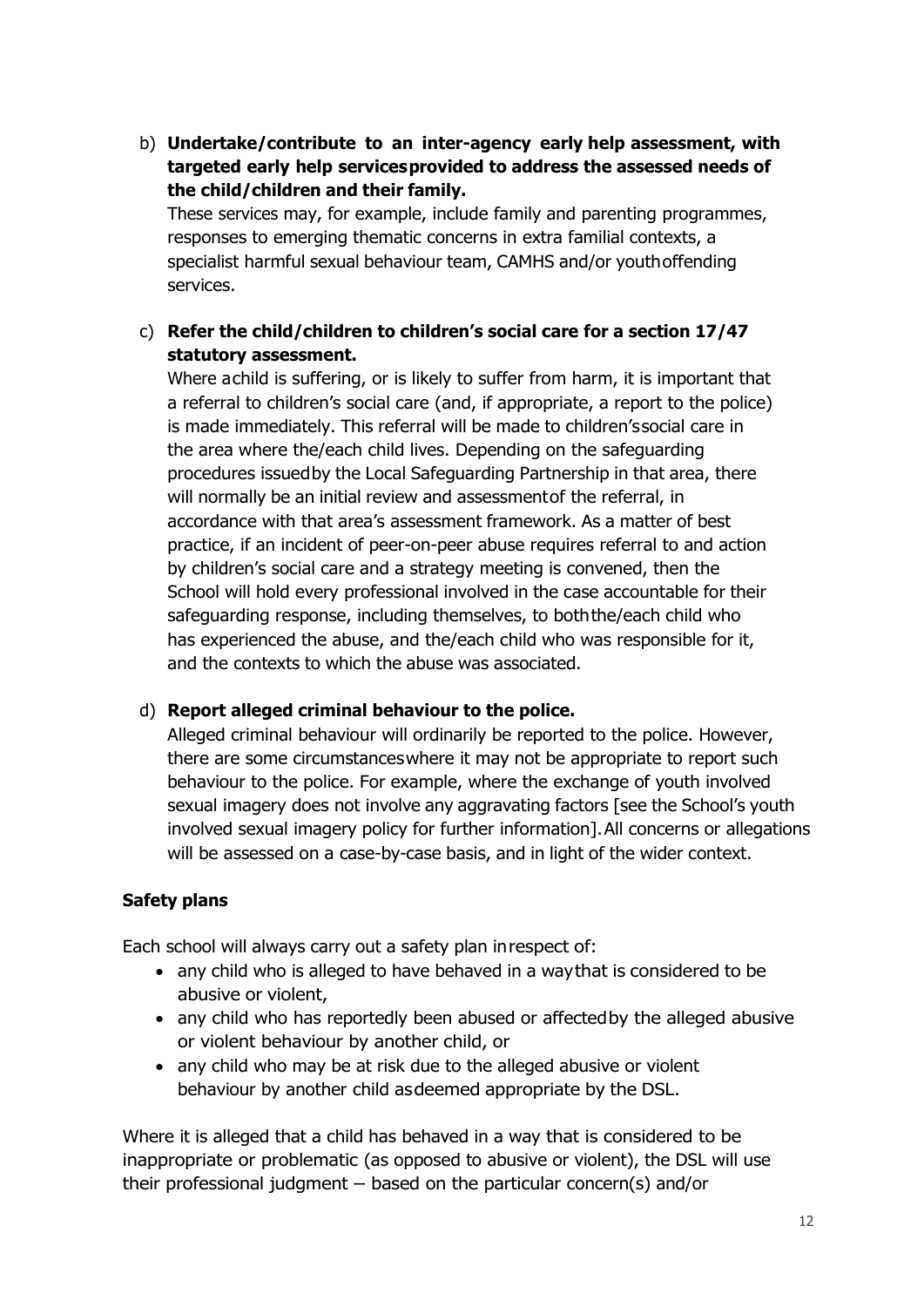b) **Undertake/contribute to an inter-agency early help assessment, with targeted early help services provided to address the assessed needs of the child/children and their family.**
   These services may, for example, include family and parenting programmes, responses to emerging thematic concerns in extra familial contexts, a specialist harmful sexual behaviour team, CAMHS and/or youth offending services.

c) **Refer the child/children to children's social care for a section 17/47 statutory assessment.**
   Where a child is suffering, or is likely to suffer from harm, it is important that a referral to children's social care (and, if appropriate, a report to the police) is made immediately. This referral will be made to children's social care in the area where the/each child lives. Depending on the safeguarding procedures issued by the Local Safeguarding Partnership in that area, there will normally be an initial review and assessment of the referral, in accordance with that area's assessment framework. As a matter of best practice, if an incident of peer-on-peer abuse requires referral to and action by children's social care and a strategy meeting is convened, then the School will hold every professional involved in the case accountable for their safeguarding response, including themselves, to both the/each child who has experienced the abuse, and the/each child who was responsible for it, and the contexts to which the abuse was associated.

d) **Report alleged criminal behaviour to the police.**
   Alleged criminal behaviour will ordinarily be reported to the police. However, there are some circumstances where it may not be appropriate to report such behaviour to the police. For example, where the exchange of youth involved sexual imagery does not involve any aggravating factors [see the School's youth involved sexual imagery policy for further information]. All concerns or allegations will be assessed on a case-by-case basis, and in light of the wider context.

**Safety plans**

Each school will always carry out a safety plan in respect of:

- any child who is alleged to have behaved in a way that is considered to be abusive or violent,
- any child who has reportedly been abused or affected by the alleged abusive or violent behaviour by another child, or
- any child who may be at risk due to the alleged abusive or violent behaviour by another child as deemed appropriate by the DSL.

Where it is alleged that a child has behaved in a way that is considered to be inappropriate or problematic (as opposed to abusive or violent), the DSL will use their professional judgment – based on the particular concern(s) and/or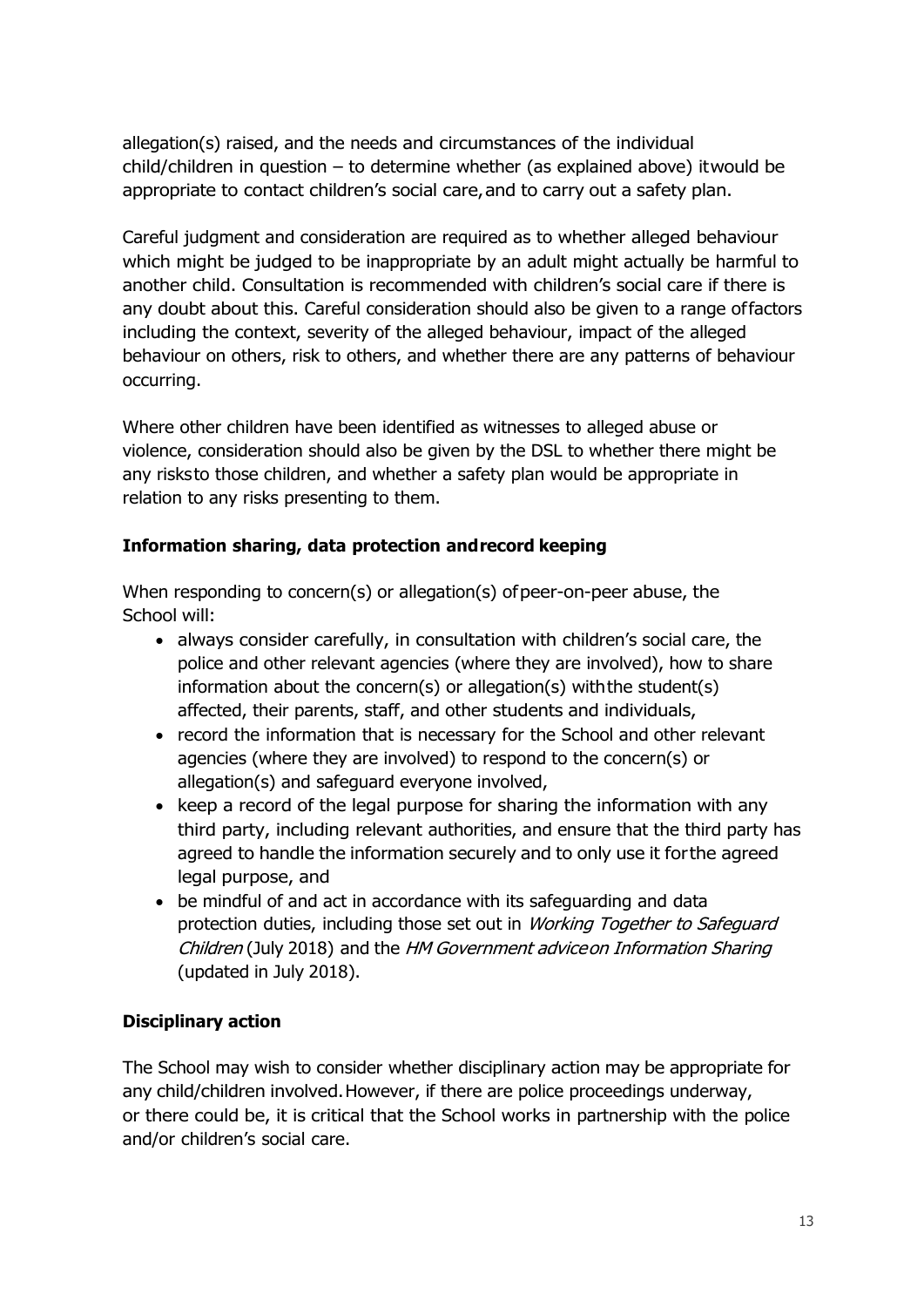allegation(s) raised, and the needs and circumstances of the individual child/children in question – to determine whether (as explained above) it would be appropriate to contact children's social care, and to carry out a safety plan.

Careful judgment and consideration are required as to whether alleged behaviour which might be judged to be inappropriate by an adult might actually be harmful to another child. Consultation is recommended with children's social care if there is any doubt about this. Careful consideration should also be given to a range of factors including the context, severity of the alleged behaviour, impact of the alleged behaviour on others, risk to others, and whether there are any patterns of behaviour occurring.

Where other children have been identified as witnesses to alleged abuse or violence, consideration should also be given by the DSL to whether there might be any risks to those children, and whether a safety plan would be appropriate in relation to any risks presenting to them.

**Information sharing, data protection and record keeping**

When responding to concern(s) or allegation(s) of peer-on-peer abuse, the School will:

- always consider carefully, in consultation with children's social care, the police and other relevant agencies (where they are involved), how to share information about the concern(s) or allegation(s) with the student(s) affected, their parents, staff, and other students and individuals,
- record the information that is necessary for the School and other relevant agencies (where they are involved) to respond to the concern(s) or allegation(s) and safeguard everyone involved,
- keep a record of the legal purpose for sharing the information with any third party, including relevant authorities, and ensure that the third party has agreed to handle the information securely and to only use it for the agreed legal purpose, and
- be mindful of and act in accordance with its safeguarding and data protection duties, including those set out in *Working Together to Safeguard Children* (July 2018) and the *HM Government advice on Information Sharing* (updated in July 2018).

**Disciplinary action**

The School may wish to consider whether disciplinary action may be appropriate for any child/children involved. However, if there are police proceedings underway, or there could be, it is critical that the School works in partnership with the police and/or children's social care.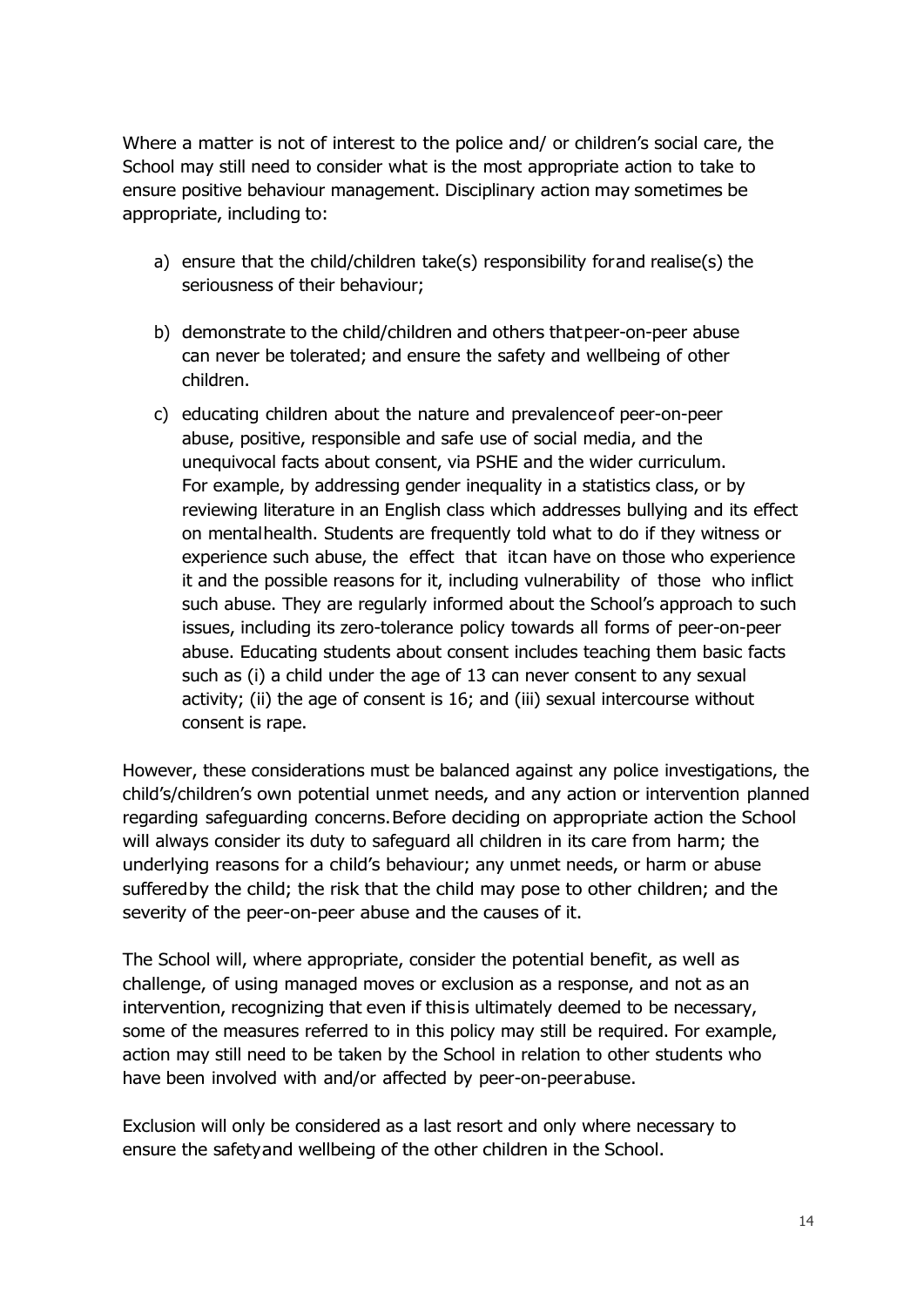Where a matter is not of interest to the police and/ or children's social care, the School may still need to consider what is the most appropriate action to take to ensure positive behaviour management. Disciplinary action may sometimes be appropriate, including to:

a) ensure that the child/children take(s) responsibility for and realise(s) the seriousness of their behaviour;

b) demonstrate to the child/children and others that peer-on-peer abuse can never be tolerated; and ensure the safety and wellbeing of other children.

c) educating children about the nature and prevalence of peer-on-peer abuse, positive, responsible and safe use of social media, and the unequivocal facts about consent, via PSHE and the wider curriculum. For example, by addressing gender inequality in a statistics class, or by reviewing literature in an English class which addresses bullying and its effect on mental health. Students are frequently told what to do if they witness or experience such abuse, the effect that it can have on those who experience it and the possible reasons for it, including vulnerability of those who inflict such abuse. They are regularly informed about the School's approach to such issues, including its zero-tolerance policy towards all forms of peer-on-peer abuse. Educating students about consent includes teaching them basic facts such as (i) a child under the age of 13 can never consent to any sexual activity; (ii) the age of consent is 16; and (iii) sexual intercourse without consent is rape.

However, these considerations must be balanced against any police investigations, the child's/children's own potential unmet needs, and any action or intervention planned regarding safeguarding concerns. Before deciding on appropriate action the School will always consider its duty to safeguard all children in its care from harm; the underlying reasons for a child's behaviour; any unmet needs, or harm or abuse suffered by the child; the risk that the child may pose to other children; and the severity of the peer-on-peer abuse and the causes of it.

The School will, where appropriate, consider the potential benefit, as well as challenge, of using managed moves or exclusion as a response, and not as an intervention, recognizing that even if this is ultimately deemed to be necessary, some of the measures referred to in this policy may still be required. For example, action may still need to be taken by the School in relation to other students who have been involved with and/or affected by peer-on-peer abuse.

Exclusion will only be considered as a last resort and only where necessary to ensure the safety and wellbeing of the other children in the School.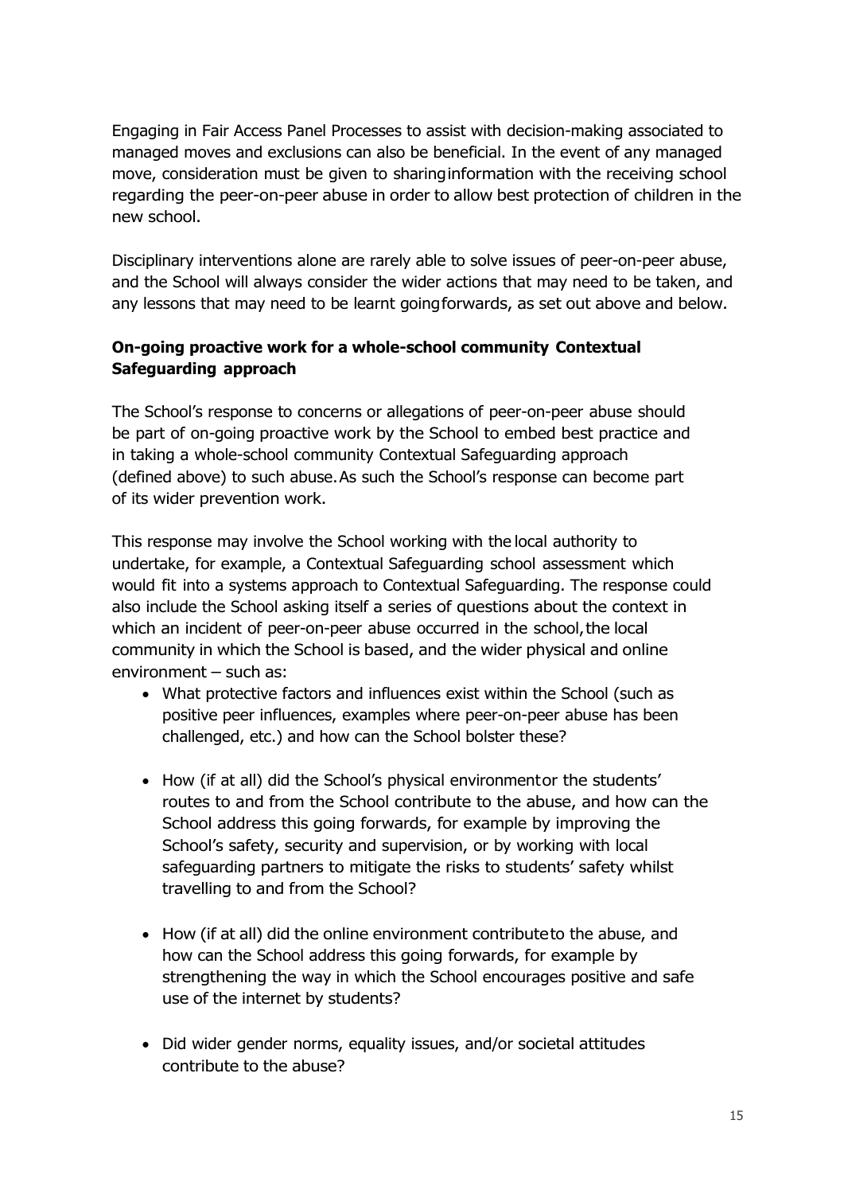Engaging in Fair Access Panel Processes to assist with decision-making associated to managed moves and exclusions can also be beneficial. In the event of any managed move, consideration must be given to sharing information with the receiving school regarding the peer-on-peer abuse in order to allow best protection of children in the new school.

Disciplinary interventions alone are rarely able to solve issues of peer-on-peer abuse, and the School will always consider the wider actions that may need to be taken, and any lessons that may need to be learnt going forwards, as set out above and below.

**On-going proactive work for a whole-school community Contextual Safeguarding approach**

The School's response to concerns or allegations of peer-on-peer abuse should be part of on-going proactive work by the School to embed best practice and in taking a whole-school community Contextual Safeguarding approach (defined above) to such abuse. As such the School's response can become part of its wider prevention work.

This response may involve the School working with the local authority to undertake, for example, a Contextual Safeguarding school assessment which would fit into a systems approach to Contextual Safeguarding. The response could also include the School asking itself a series of questions about the context in which an incident of peer-on-peer abuse occurred in the school, the local community in which the School is based, and the wider physical and online environment – such as:

- What protective factors and influences exist within the School (such as positive peer influences, examples where peer-on-peer abuse has been challenged, etc.) and how can the School bolster these?
- How (if at all) did the School's physical environment or the students' routes to and from the School contribute to the abuse, and how can the School address this going forwards, for example by improving the School's safety, security and supervision, or by working with local safeguarding partners to mitigate the risks to students' safety whilst travelling to and from the School?
- How (if at all) did the online environment contribute to the abuse, and how can the School address this going forwards, for example by strengthening the way in which the School encourages positive and safe use of the internet by students?
- Did wider gender norms, equality issues, and/or societal attitudes contribute to the abuse?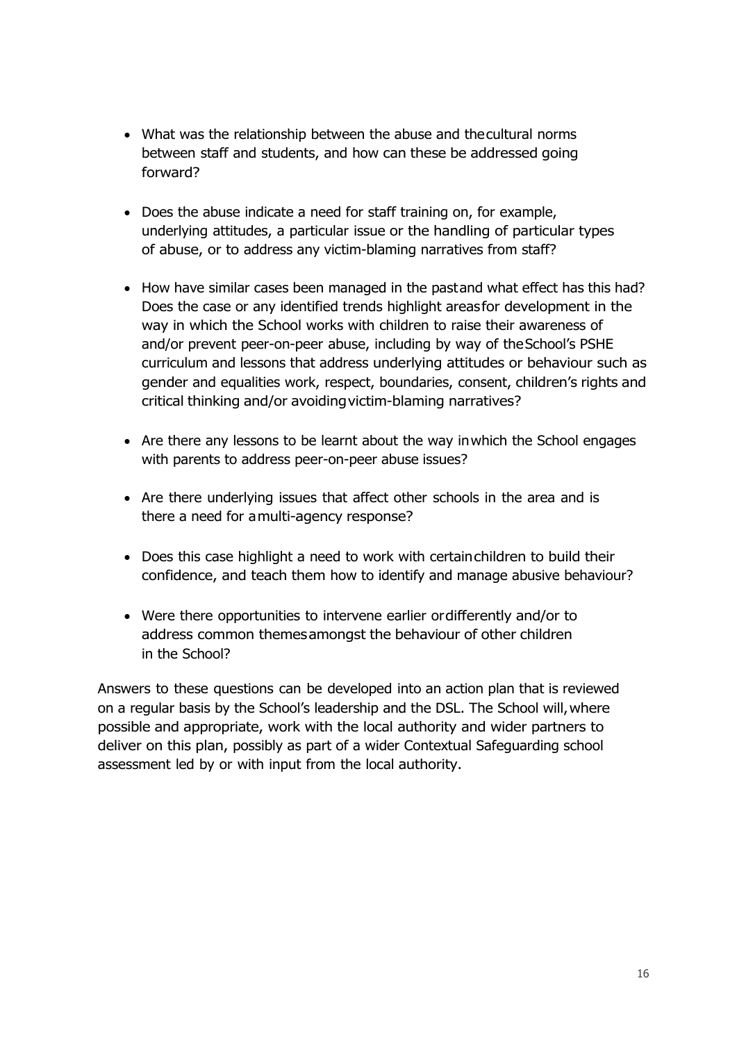- What was the relationship between the abuse and the cultural norms between staff and students, and how can these be addressed going forward?

- Does the abuse indicate a need for staff training on, for example, underlying attitudes, a particular issue or the handling of particular types of abuse, or to address any victim-blaming narratives from staff?

- How have similar cases been managed in the past and what effect has this had? Does the case or any identified trends highlight areas for development in the way in which the School works with children to raise their awareness of and/or prevent peer-on-peer abuse, including by way of the School's PSHE curriculum and lessons that address underlying attitudes or behaviour such as gender and equalities work, respect, boundaries, consent, children's rights and critical thinking and/or avoiding victim-blaming narratives?

- Are there any lessons to be learnt about the way in which the School engages with parents to address peer-on-peer abuse issues?

- Are there underlying issues that affect other schools in the area and is there a need for a multi-agency response?

- Does this case highlight a need to work with certain children to build their confidence, and teach them how to identify and manage abusive behaviour?

- Were there opportunities to intervene earlier or differently and/or to address common themes amongst the behaviour of other children in the School?

Answers to these questions can be developed into an action plan that is reviewed on a regular basis by the School's leadership and the DSL. The School will, where possible and appropriate, work with the local authority and wider partners to deliver on this plan, possibly as part of a wider Contextual Safeguarding school assessment led by or with input from the local authority.